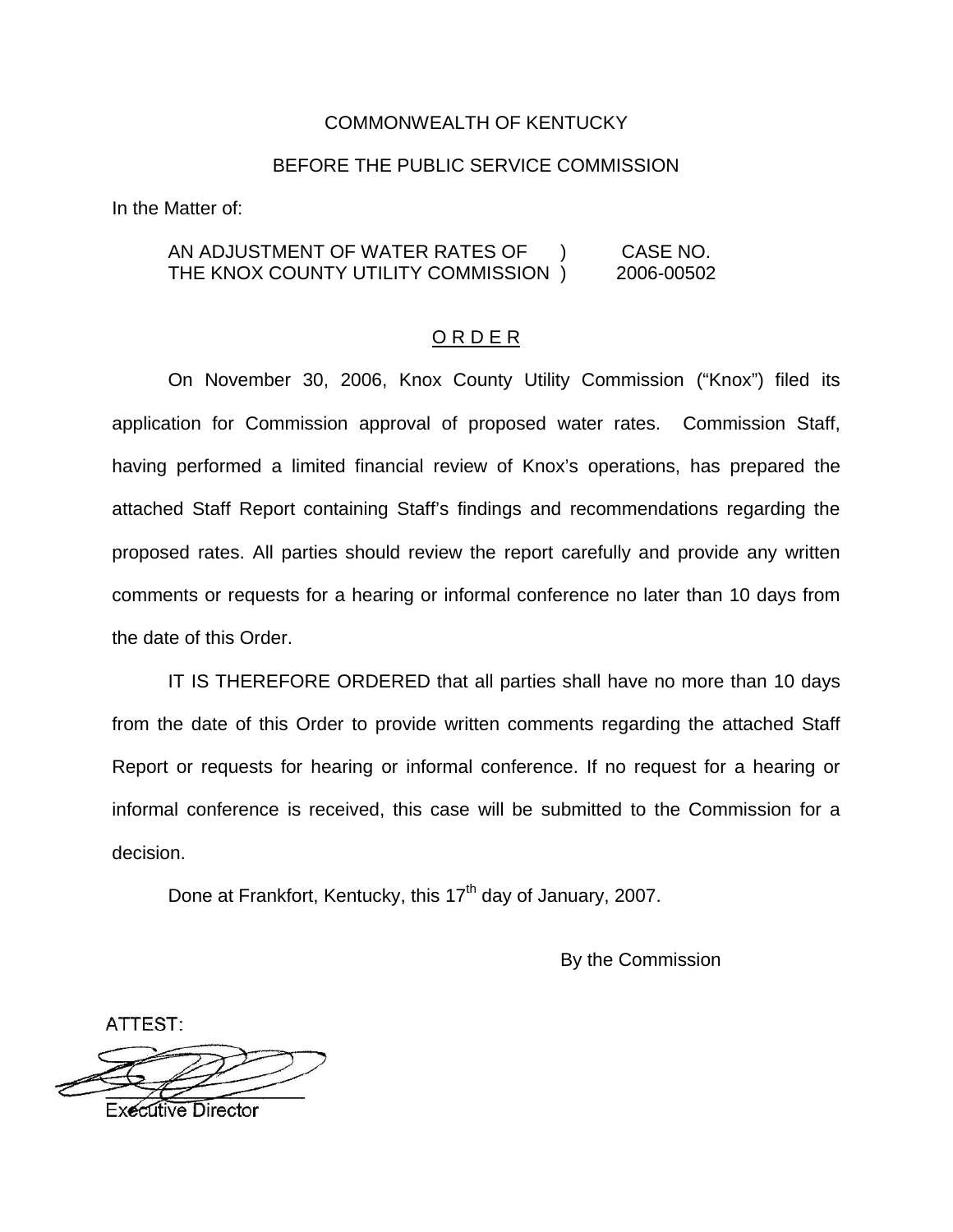COMMONWEALTH OF KENTUCKY

BEFORE THE PUBLIC SERVICE COMMISSION

In the Matter of:

| | | |
|---|---|---|
| AN ADJUSTMENT OF WATER RATES OF | ) | CASE NO. |
| THE KNOX COUNTY UTILITY COMMISSION | ) | 2006-00502 |

## O R D E R

On November 30, 2006, Knox County Utility Commission ("Knox") filed its application for Commission approval of proposed water rates. Commission Staff, having performed a limited financial review of Knox's operations, has prepared the attached Staff Report containing Staff's findings and recommendations regarding the proposed rates. All parties should review the report carefully and provide any written comments or requests for a hearing or informal conference no later than 10 days from the date of this Order.

IT IS THEREFORE ORDERED that all parties shall have no more than 10 days from the date of this Order to provide written comments regarding the attached Staff Report or requests for hearing or informal conference. If no request for a hearing or informal conference is received, this case will be submitted to the Commission for a decision.

Done at Frankfort, Kentucky, this 17th day of January, 2007.

By the Commission

ATTEST:

Executive Director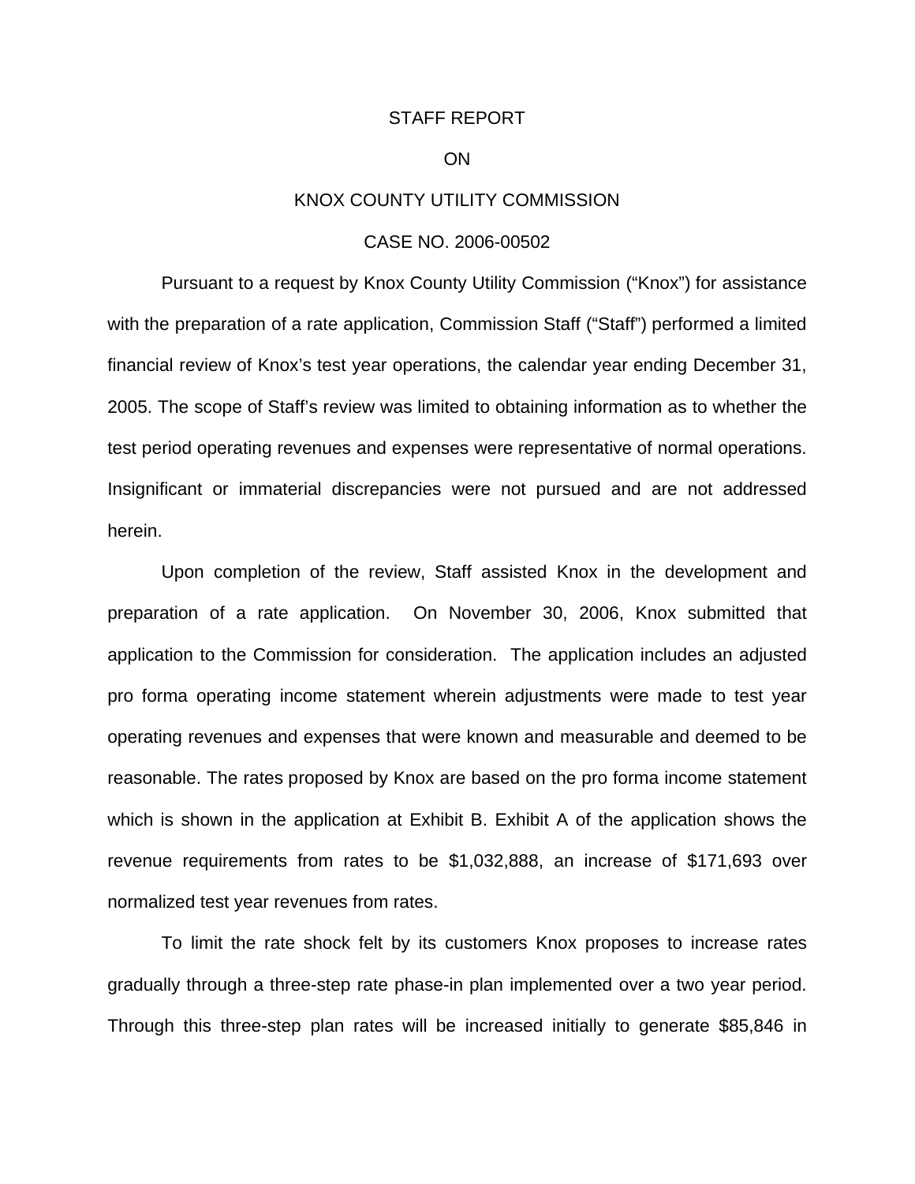STAFF REPORT

ON

KNOX COUNTY UTILITY COMMISSION

CASE NO. 2006-00502

Pursuant to a request by Knox County Utility Commission ("Knox") for assistance with the preparation of a rate application, Commission Staff ("Staff") performed a limited financial review of Knox's test year operations, the calendar year ending December 31, 2005. The scope of Staff's review was limited to obtaining information as to whether the test period operating revenues and expenses were representative of normal operations. Insignificant or immaterial discrepancies were not pursued and are not addressed herein.

Upon completion of the review, Staff assisted Knox in the development and preparation of a rate application. On November 30, 2006, Knox submitted that application to the Commission for consideration. The application includes an adjusted pro forma operating income statement wherein adjustments were made to test year operating revenues and expenses that were known and measurable and deemed to be reasonable. The rates proposed by Knox are based on the pro forma income statement which is shown in the application at Exhibit B. Exhibit A of the application shows the revenue requirements from rates to be $1,032,888, an increase of $171,693 over normalized test year revenues from rates.

To limit the rate shock felt by its customers Knox proposes to increase rates gradually through a three-step rate phase-in plan implemented over a two year period. Through this three-step plan rates will be increased initially to generate $85,846 in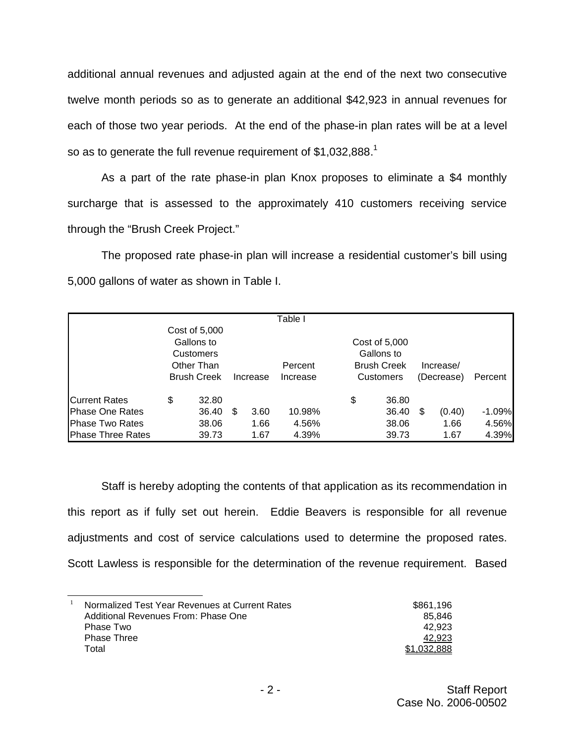additional annual revenues and adjusted again at the end of the next two consecutive twelve month periods so as to generate an additional $42,923 in annual revenues for each of those two year periods. At the end of the phase-in plan rates will be at a level so as to generate the full revenue requirement of $1,032,888.[1]

As a part of the rate phase-in plan Knox proposes to eliminate a $4 monthly surcharge that is assessed to the approximately 410 customers receiving service through the "Brush Creek Project."

The proposed rate phase-in plan will increase a residential customer's bill using 5,000 gallons of water as shown in Table I.

Table I

| | Cost of 5,000 Gallons to Customers Other Than Brush Creek | Increase | Percent Increase | Cost of 5,000 Gallons to Brush Creek Customers | Increase/ (Decrease) | Percent |
|---|---|---|---|---|---|---|
| Current Rates | $ 32.80 | | | $ 36.80 | | |
| Phase One Rates | 36.40 | $ 3.60 | 10.98% | 36.40 | $ (0.40) | -1.09% |
| Phase Two Rates | 38.06 | 1.66 | 4.56% | 38.06 | 1.66 | 4.56% |
| Phase Three Rates | 39.73 | 1.67 | 4.39% | 39.73 | 1.67 | 4.39% |

Staff is hereby adopting the contents of that application as its recommendation in this report as if fully set out herein. Eddie Beavers is responsible for all revenue adjustments and cost of service calculations used to determine the proposed rates. Scott Lawless is responsible for the determination of the revenue requirement. Based

---

[1]

| | |
|---|---|
| Normalized Test Year Revenues at Current Rates | $861,196 |
| Additional Revenues From: Phase One | 85,846 |
| Phase Two | 42,923 |
| Phase Three | 42,923 |
| Total | $1,032,888 |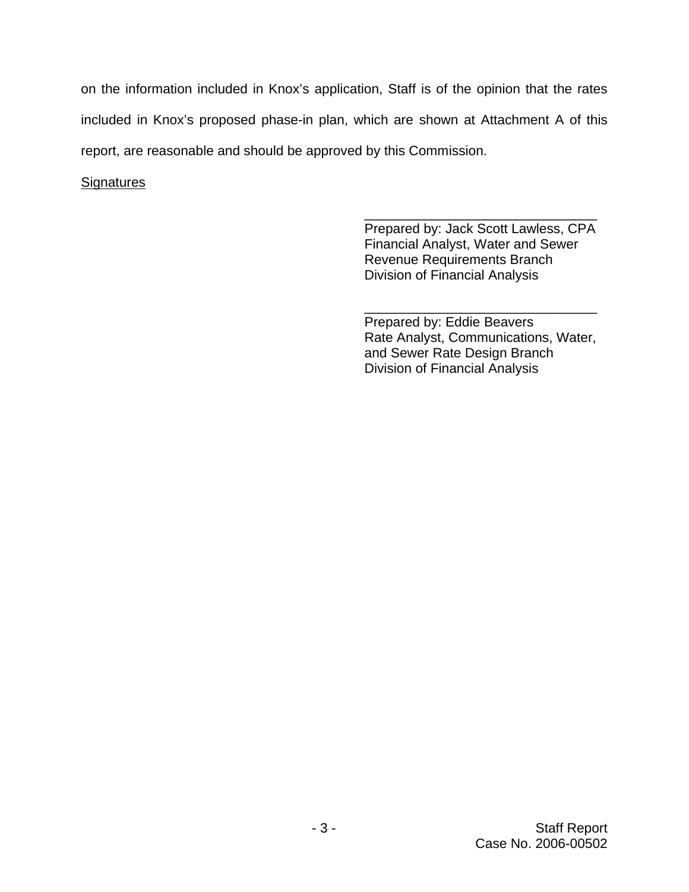on the information included in Knox's application, Staff is of the opinion that the rates included in Knox's proposed phase-in plan, which are shown at Attachment A of this report, are reasonable and should be approved by this Commission.

Signatures

_______________________________
Prepared by: Jack Scott Lawless, CPA
Financial Analyst, Water and Sewer
Revenue Requirements Branch
Division of Financial Analysis

_______________________________
Prepared by: Eddie Beavers
Rate Analyst, Communications, Water,
and Sewer Rate Design Branch
Division of Financial Analysis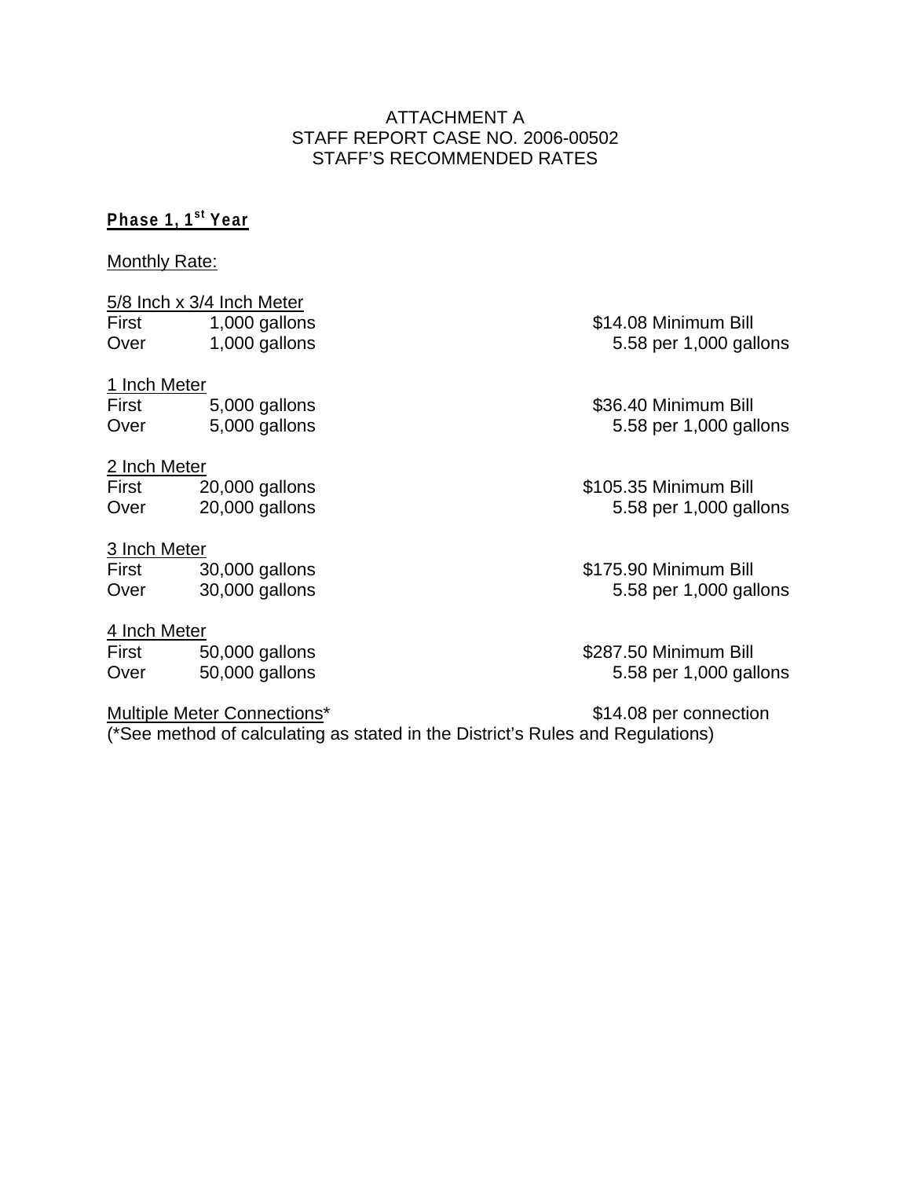ATTACHMENT A
STAFF REPORT CASE NO. 2006-00502
STAFF'S RECOMMENDED RATES

**Phase 1, 1st Year**

Monthly Rate:

5/8 Inch x 3/4 Inch Meter

| | | |
|---|---|---|
| First | 1,000 gallons | $14.08 Minimum Bill |
| Over | 1,000 gallons | 5.58 per 1,000 gallons |

1 Inch Meter

| | | |
|---|---|---|
| First | 5,000 gallons | $36.40 Minimum Bill |
| Over | 5,000 gallons | 5.58 per 1,000 gallons |

2 Inch Meter

| | | |
|---|---|---|
| First | 20,000 gallons | $105.35 Minimum Bill |
| Over | 20,000 gallons | 5.58 per 1,000 gallons |

3 Inch Meter

| | | |
|---|---|---|
| First | 30,000 gallons | $175.90 Minimum Bill |
| Over | 30,000 gallons | 5.58 per 1,000 gallons |

4 Inch Meter

| | | |
|---|---|---|
| First | 50,000 gallons | $287.50 Minimum Bill |
| Over | 50,000 gallons | 5.58 per 1,000 gallons |

Multiple Meter Connections* $14.08 per connection
(*See method of calculating as stated in the District's Rules and Regulations)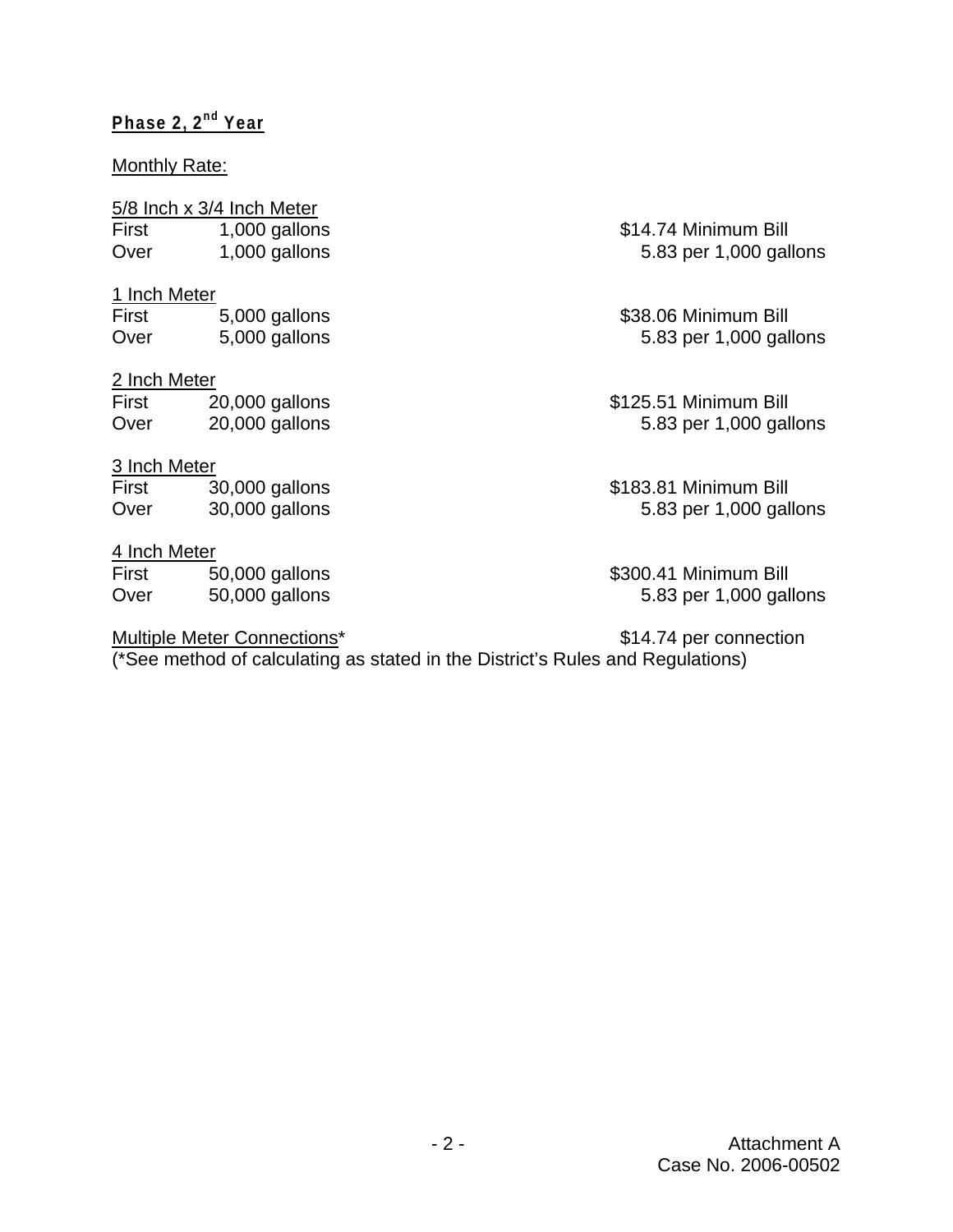**Phase 2, 2nd Year**

Monthly Rate:

5/8 Inch x 3/4 Inch Meter

| | | |
|---|---|---|
| First | 1,000 gallons | $14.74 Minimum Bill |
| Over | 1,000 gallons | 5.83 per 1,000 gallons |

1 Inch Meter

| | | |
|---|---|---|
| First | 5,000 gallons | $38.06 Minimum Bill |
| Over | 5,000 gallons | 5.83 per 1,000 gallons |

2 Inch Meter

| | | |
|---|---|---|
| First | 20,000 gallons | $125.51 Minimum Bill |
| Over | 20,000 gallons | 5.83 per 1,000 gallons |

3 Inch Meter

| | | |
|---|---|---|
| First | 30,000 gallons | $183.81 Minimum Bill |
| Over | 30,000 gallons | 5.83 per 1,000 gallons |

4 Inch Meter

| | | |
|---|---|---|
| First | 50,000 gallons | $300.41 Minimum Bill |
| Over | 50,000 gallons | 5.83 per 1,000 gallons |

Multiple Meter Connections* $14.74 per connection

(*See method of calculating as stated in the District's Rules and Regulations)

Attachment A
Case No. 2006-00502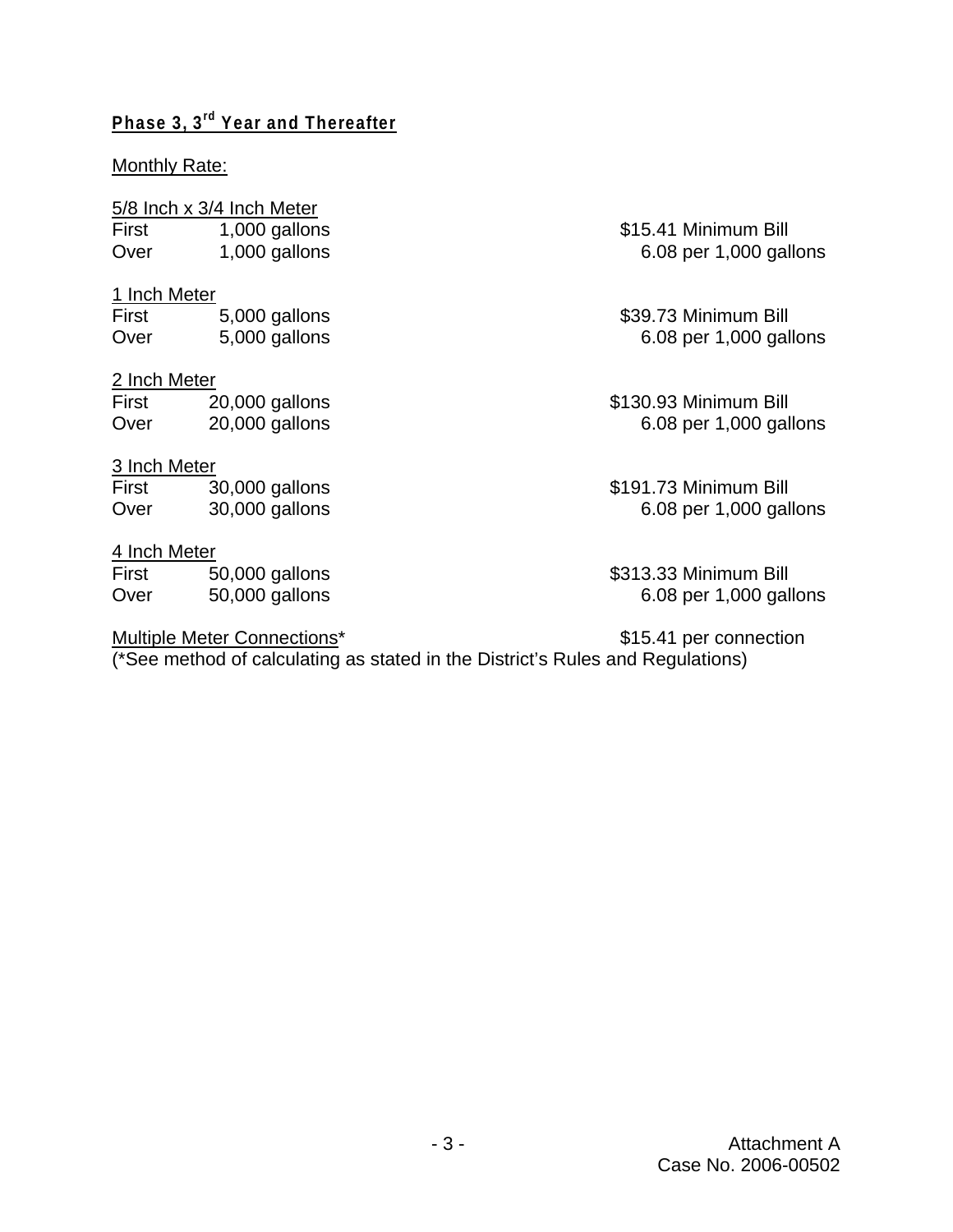## Phase 3, 3rd Year and Thereafter

Monthly Rate:

| | | |
|---|---|---|
| 5/8 Inch x 3/4 Inch Meter | | |
| First | 1,000 gallons | \$15.41 Minimum Bill |
| Over | 1,000 gallons | 6.08 per 1,000 gallons |
| 1 Inch Meter | | |
| First | 5,000 gallons | \$39.73 Minimum Bill |
| Over | 5,000 gallons | 6.08 per 1,000 gallons |
| 2 Inch Meter | | |
| First | 20,000 gallons | \$130.93 Minimum Bill |
| Over | 20,000 gallons | 6.08 per 1,000 gallons |
| 3 Inch Meter | | |
| First | 30,000 gallons | \$191.73 Minimum Bill |
| Over | 30,000 gallons | 6.08 per 1,000 gallons |
| 4 Inch Meter | | |
| First | 50,000 gallons | \$313.33 Minimum Bill |
| Over | 50,000 gallons | 6.08 per 1,000 gallons |

Multiple Meter Connections* — \$15.41 per connection

(*See method of calculating as stated in the District's Rules and Regulations)

Attachment A
Case No. 2006-00502